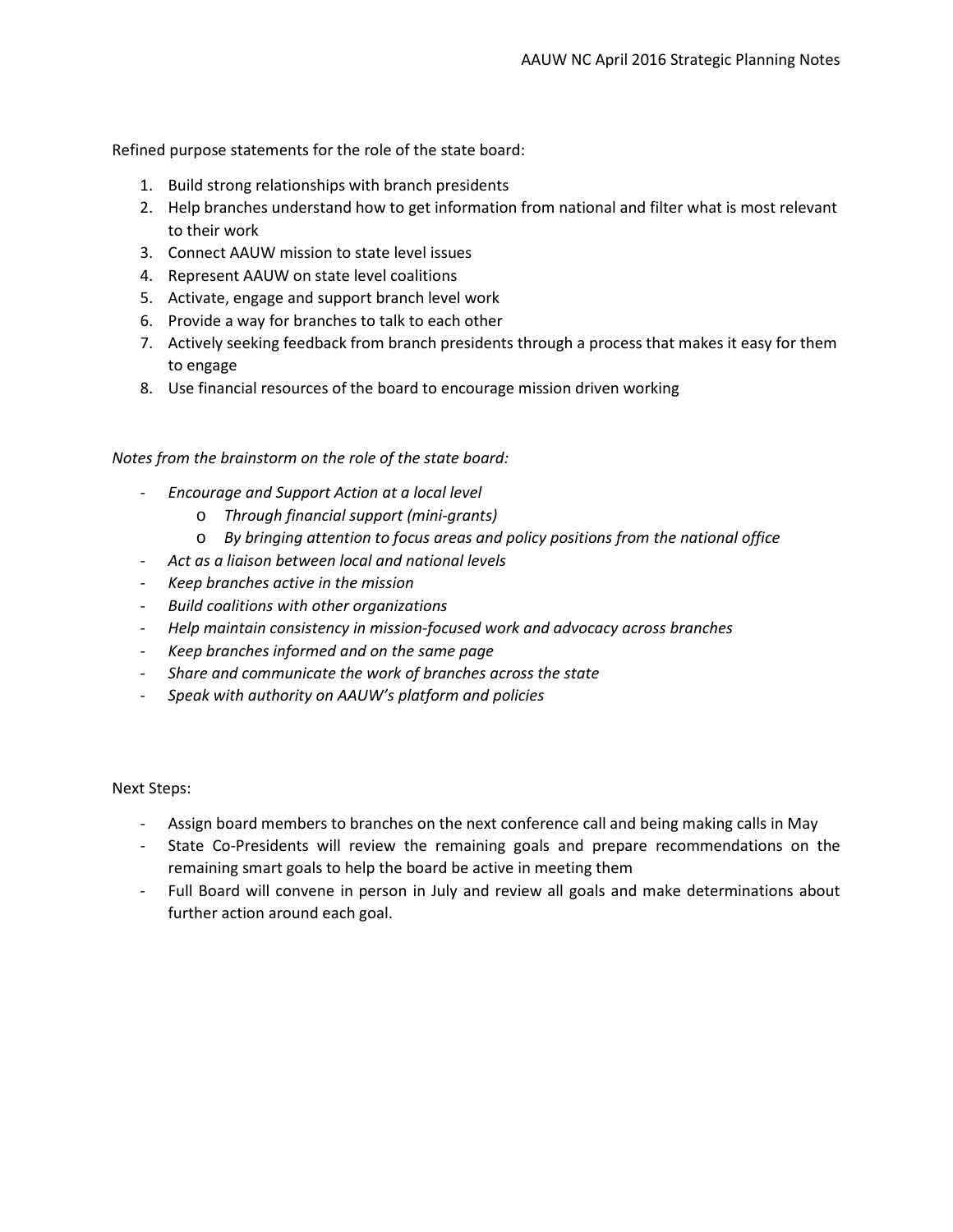Refined purpose statements for the role of the state board:

1. Build strong relationships with branch presidents
2. Help branches understand how to get information from national and filter what is most relevant to their work
3. Connect AAUW mission to state level issues
4. Represent AAUW on state level coalitions
5. Activate, engage and support branch level work
6. Provide a way for branches to talk to each other
7. Actively seeking feedback from branch presidents through a process that makes it easy for them to engage
8. Use financial resources of the board to encourage mission driven working

*Notes from the brainstorm on the role of the state board:*

- *Encourage and Support Action at a local level*
  - *Through financial support (mini-grants)*
  - *By bringing attention to focus areas and policy positions from the national office*
- *Act as a liaison between local and national levels*
- *Keep branches active in the mission*
- *Build coalitions with other organizations*
- *Help maintain consistency in mission-focused work and advocacy across branches*
- *Keep branches informed and on the same page*
- *Share and communicate the work of branches across the state*
- *Speak with authority on AAUW's platform and policies*

Next Steps:

- Assign board members to branches on the next conference call and being making calls in May
- State Co-Presidents will review the remaining goals and prepare recommendations on the remaining smart goals to help the board be active in meeting them
- Full Board will convene in person in July and review all goals and make determinations about further action around each goal.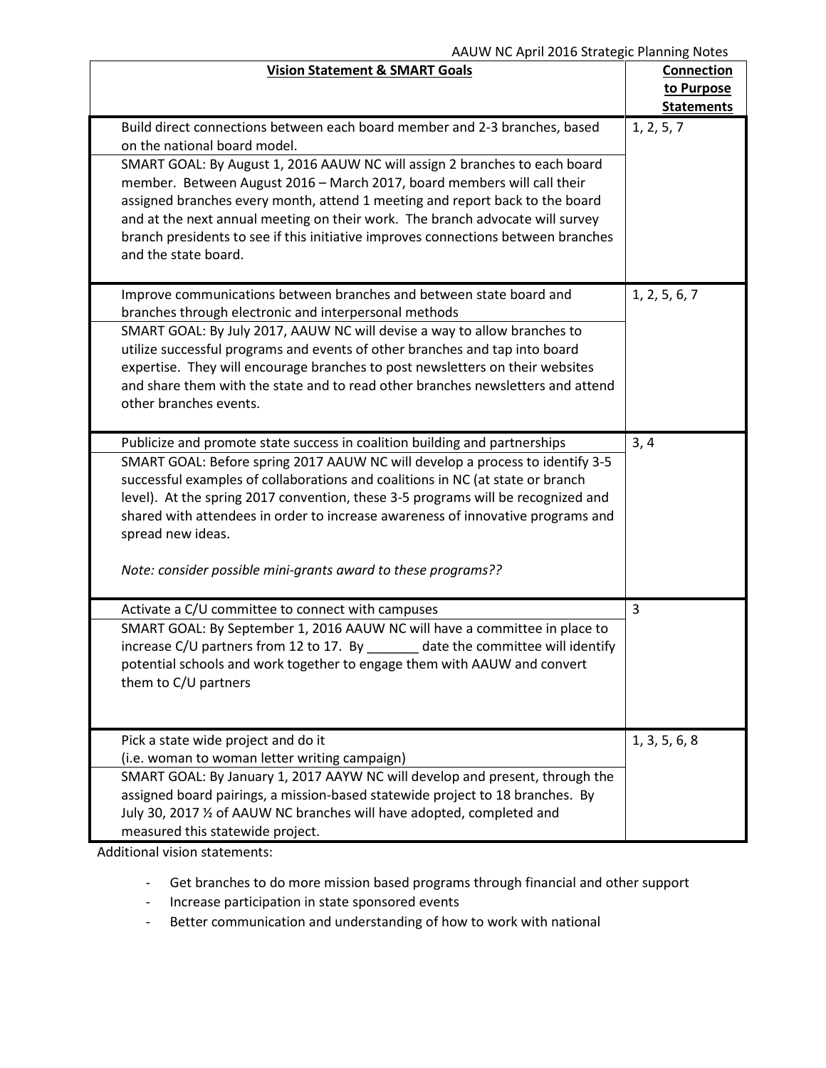| **Vision Statement & SMART Goals** | **Connection to Purpose Statements** |
|---|---|
| Build direct connections between each board member and 2-3 branches, based on the national board model.<br>SMART GOAL: By August 1, 2016 AAUW NC will assign 2 branches to each board member. Between August 2016 – March 2017, board members will call their assigned branches every month, attend 1 meeting and report back to the board and at the next annual meeting on their work. The branch advocate will survey branch presidents to see if this initiative improves connections between branches and the state board. | 1, 2, 5, 7 |
| Improve communications between branches and between state board and branches through electronic and interpersonal methods<br>SMART GOAL: By July 2017, AAUW NC will devise a way to allow branches to utilize successful programs and events of other branches and tap into board expertise. They will encourage branches to post newsletters on their websites and share them with the state and to read other branches newsletters and attend other branches events. | 1, 2, 5, 6, 7 |
| Publicize and promote state success in coalition building and partnerships<br>SMART GOAL: Before spring 2017 AAUW NC will develop a process to identify 3-5 successful examples of collaborations and coalitions in NC (at state or branch level). At the spring 2017 convention, these 3-5 programs will be recognized and shared with attendees in order to increase awareness of innovative programs and spread new ideas.<br><br>*Note: consider possible mini-grants award to these programs??* | 3, 4 |
| Activate a C/U committee to connect with campuses<br>SMART GOAL: By September 1, 2016 AAUW NC will have a committee in place to increase C/U partners from 12 to 17. By _______ date the committee will identify potential schools and work together to engage them with AAUW and convert them to C/U partners | 3 |
| Pick a state wide project and do it<br>(i.e. woman to woman letter writing campaign)<br>SMART GOAL: By January 1, 2017 AAYW NC will develop and present, through the assigned board pairings, a mission-based statewide project to 18 branches. By July 30, 2017 ½ of AAUW NC branches will have adopted, completed and measured this statewide project. | 1, 3, 5, 6, 8 |

Additional vision statements:

- Get branches to do more mission based programs through financial and other support
- Increase participation in state sponsored events
- Better communication and understanding of how to work with national